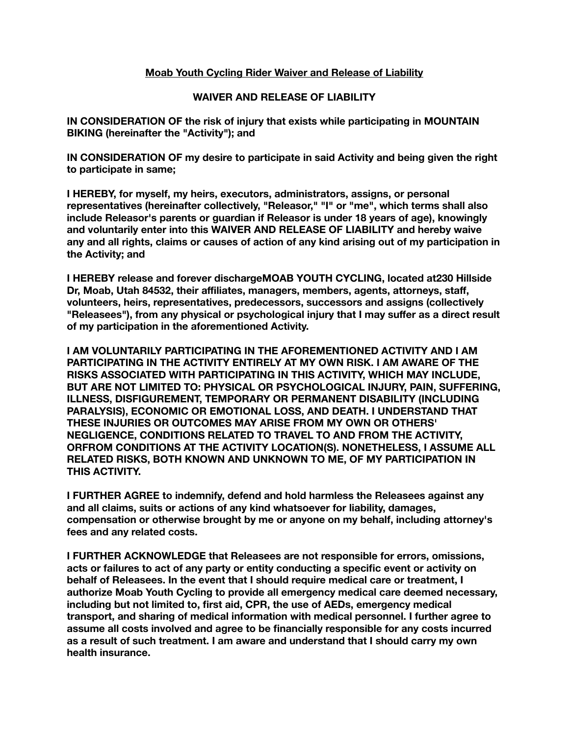**Moab Youth Cycling Rider Waiver and Release of Liability**

**WAIVER AND RELEASE OF LIABILITY**

**IN CONSIDERATION OF the risk of injury that exists while participating in MOUNTAIN BIKING (hereinafter the "Activity"); and**

**IN CONSIDERATION OF my desire to participate in said Activity and being given the right to participate in same;**

**I HEREBY, for myself, my heirs, executors, administrators, assigns, or personal representatives (hereinafter collectively, "Releasor," "I" or "me", which terms shall also include Releasor's parents or guardian if Releasor is under 18 years of age), knowingly and voluntarily enter into this WAIVER AND RELEASE OF LIABILITY and hereby waive any and all rights, claims or causes of action of any kind arising out of my participation in the Activity; and**

**I HEREBY release and forever dischargeMOAB YOUTH CYCLING, located at230 Hillside Dr, Moab, Utah 84532, their affiliates, managers, members, agents, attorneys, staff, volunteers, heirs, representatives, predecessors, successors and assigns (collectively "Releasees"), from any physical or psychological injury that I may suffer as a direct result of my participation in the aforementioned Activity.**

**I AM VOLUNTARILY PARTICIPATING IN THE AFOREMENTIONED ACTIVITY AND I AM PARTICIPATING IN THE ACTIVITY ENTIRELY AT MY OWN RISK. I AM AWARE OF THE RISKS ASSOCIATED WITH PARTICIPATING IN THIS ACTIVITY, WHICH MAY INCLUDE, BUT ARE NOT LIMITED TO: PHYSICAL OR PSYCHOLOGICAL INJURY, PAIN, SUFFERING, ILLNESS, DISFIGUREMENT, TEMPORARY OR PERMANENT DISABILITY (INCLUDING PARALYSIS), ECONOMIC OR EMOTIONAL LOSS, AND DEATH. I UNDERSTAND THAT THESE INJURIES OR OUTCOMES MAY ARISE FROM MY OWN OR OTHERS' NEGLIGENCE, CONDITIONS RELATED TO TRAVEL TO AND FROM THE ACTIVITY, ORFROM CONDITIONS AT THE ACTIVITY LOCATION(S). NONETHELESS, I ASSUME ALL RELATED RISKS, BOTH KNOWN AND UNKNOWN TO ME, OF MY PARTICIPATION IN THIS ACTIVITY.**

**I FURTHER AGREE to indemnify, defend and hold harmless the Releasees against any and all claims, suits or actions of any kind whatsoever for liability, damages, compensation or otherwise brought by me or anyone on my behalf, including attorney's fees and any related costs.**

**I FURTHER ACKNOWLEDGE that Releasees are not responsible for errors, omissions, acts or failures to act of any party or entity conducting a specific event or activity on behalf of Releasees. In the event that I should require medical care or treatment, I authorize Moab Youth Cycling to provide all emergency medical care deemed necessary, including but not limited to, first aid, CPR, the use of AEDs, emergency medical transport, and sharing of medical information with medical personnel. I further agree to assume all costs involved and agree to be financially responsible for any costs incurred as a result of such treatment. I am aware and understand that I should carry my own health insurance.**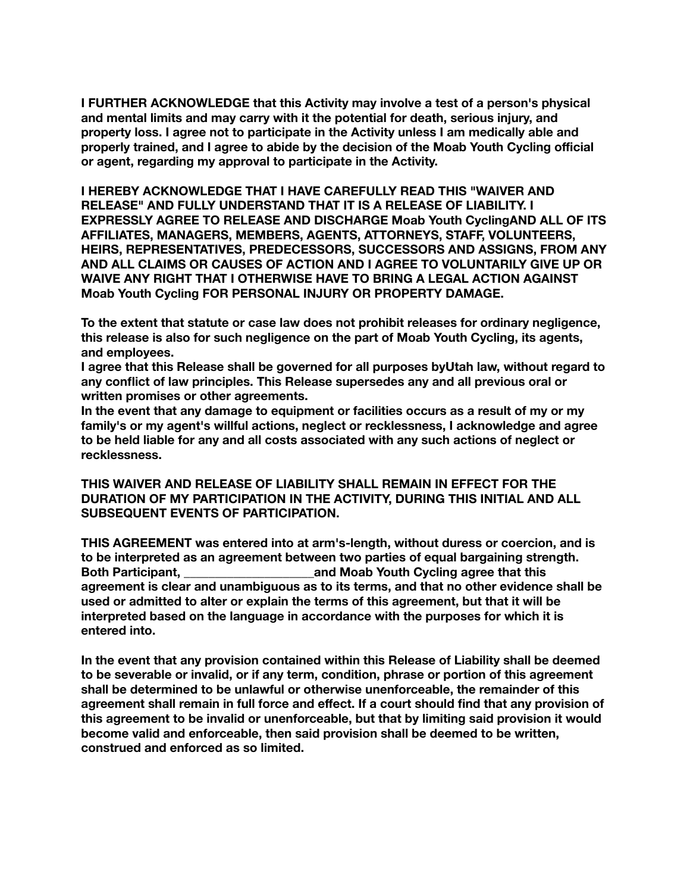**I FURTHER ACKNOWLEDGE that this Activity may involve a test of a person's physical and mental limits and may carry with it the potential for death, serious injury, and property loss. I agree not to participate in the Activity unless I am medically able and properly trained, and I agree to abide by the decision of the Moab Youth Cycling official or agent, regarding my approval to participate in the Activity.**

**I HEREBY ACKNOWLEDGE THAT I HAVE CAREFULLY READ THIS "WAIVER AND RELEASE" AND FULLY UNDERSTAND THAT IT IS A RELEASE OF LIABILITY. I EXPRESSLY AGREE TO RELEASE AND DISCHARGE Moab Youth CyclingAND ALL OF ITS AFFILIATES, MANAGERS, MEMBERS, AGENTS, ATTORNEYS, STAFF, VOLUNTEERS, HEIRS, REPRESENTATIVES, PREDECESSORS, SUCCESSORS AND ASSIGNS, FROM ANY AND ALL CLAIMS OR CAUSES OF ACTION AND I AGREE TO VOLUNTARILY GIVE UP OR WAIVE ANY RIGHT THAT I OTHERWISE HAVE TO BRING A LEGAL ACTION AGAINST Moab Youth Cycling FOR PERSONAL INJURY OR PROPERTY DAMAGE.**

**To the extent that statute or case law does not prohibit releases for ordinary negligence, this release is also for such negligence on the part of Moab Youth Cycling, its agents, and employees.**
**I agree that this Release shall be governed for all purposes byUtah law, without regard to any conflict of law principles. This Release supersedes any and all previous oral or written promises or other agreements.**
**In the event that any damage to equipment or facilities occurs as a result of my or my family's or my agent's willful actions, neglect or recklessness, I acknowledge and agree to be held liable for any and all costs associated with any such actions of neglect or recklessness.**

**THIS WAIVER AND RELEASE OF LIABILITY SHALL REMAIN IN EFFECT FOR THE DURATION OF MY PARTICIPATION IN THE ACTIVITY, DURING THIS INITIAL AND ALL SUBSEQUENT EVENTS OF PARTICIPATION.**

**THIS AGREEMENT was entered into at arm's-length, without duress or coercion, and is to be interpreted as an agreement between two parties of equal bargaining strength. Both Participant, ____________________and Moab Youth Cycling agree that this agreement is clear and unambiguous as to its terms, and that no other evidence shall be used or admitted to alter or explain the terms of this agreement, but that it will be interpreted based on the language in accordance with the purposes for which it is entered into.**

**In the event that any provision contained within this Release of Liability shall be deemed to be severable or invalid, or if any term, condition, phrase or portion of this agreement shall be determined to be unlawful or otherwise unenforceable, the remainder of this agreement shall remain in full force and effect. If a court should find that any provision of this agreement to be invalid or unenforceable, but that by limiting said provision it would become valid and enforceable, then said provision shall be deemed to be written, construed and enforced as so limited.**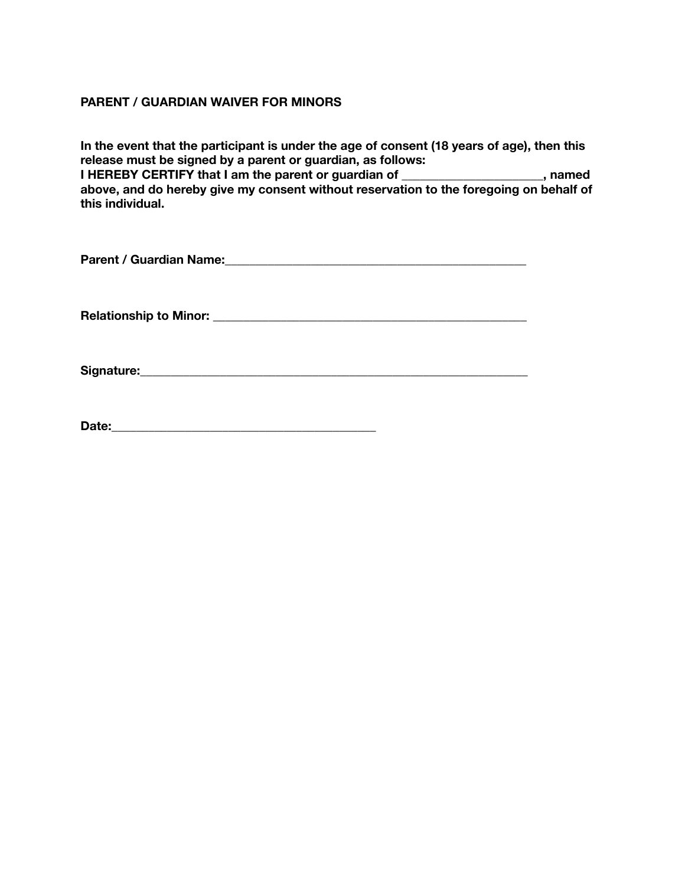**PARENT / GUARDIAN WAIVER FOR MINORS**

**In the event that the participant is under the age of consent (18 years of age), then this release must be signed by a parent or guardian, as follows:**
**I HEREBY CERTIFY that I am the parent or guardian of ______________________, named above, and do hereby give my consent without reservation to the foregoing on behalf of this individual.**

**Parent / Guardian Name:**_______________________________________________

**Relationship to Minor:** ________________________________________________

**Signature:**___________________________________________________________

**Date:**________________________________________